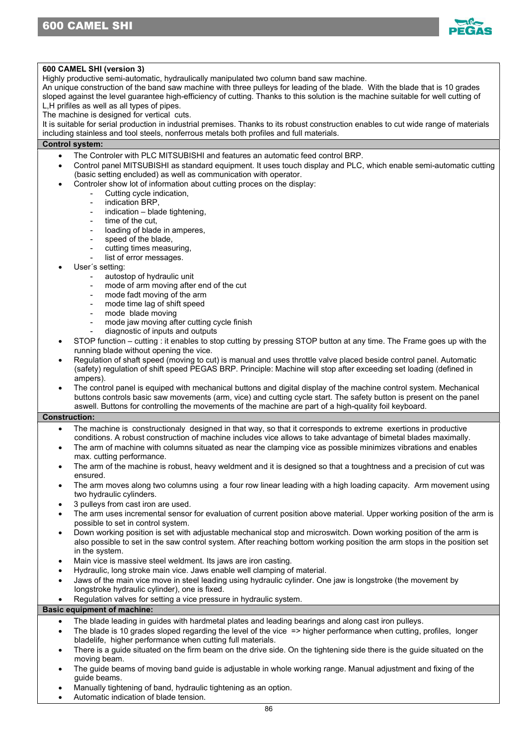## 600 CAMEL SHI (version 3)

Highly productive semi-automatic, hydraulically manipulated two column band saw machine.
An unique construction of the band saw machine with three pulleys for leading of the blade. With the blade that is 10 grades sloped against the level guarantee high-efficiency of cutting. Thanks to this solution is the machine suitable for well cutting of L,H prifiles as well as all types of pipes.
The machine is designed for vertical cuts.
It is suitable for serial production in industrial premises. Thanks to its robust construction enables to cut wide range of materials including stainless and tool steels, nonferrous metals both profiles and full materials.

### Control system:

- The Controler with PLC MITSUBISHI and features an automatic feed control BRP.
- Control panel MITSUBISHI as standard equipment. It uses touch display and PLC, which enable semi-automatic cutting (basic setting encluded) as well as communication with operator.
- Controler show lot of information about cutting proces on the display:
  - Cutting cycle indication,
  - indication BRP,
  - indication – blade tightening,
  - time of the cut,
  - loading of blade in amperes,
  - speed of the blade,
  - cutting times measuring,
  - list of error messages.
- User´s setting:
  - autostop of hydraulic unit
  - mode of arm moving after end of the cut
  - mode fadt moving of the arm
  - mode time lag of shift speed
  - mode blade moving
  - mode jaw moving after cutting cycle finish
  - diagnostic of inputs and outputs
- STOP function – cutting : it enables to stop cutting by pressing STOP button at any time. The Frame goes up with the running blade without opening the vice.
- Regulation of shaft speed (moving to cut) is manual and uses throttle valve placed beside control panel. Automatic (safety) regulation of shift speed PEGAS BRP. Principle: Machine will stop after exceeding set loading (defined in ampers).
- The control panel is equiped with mechanical buttons and digital display of the machine control system. Mechanical buttons controls basic saw movements (arm, vice) and cutting cycle start. The safety button is present on the panel aswell. Buttons for controlling the movements of the machine are part of a high-quality foil keyboard.

### Construction:

- The machine is constructionaly designed in that way, so that it corresponds to extreme exertions in productive conditions. A robust construction of machine includes vice allows to take advantage of bimetal blades maximally.
- The arm of machine with columns situated as near the clamping vice as possible minimizes vibrations and enables max. cutting performance.
- The arm of the machine is robust, heavy weldment and it is designed so that a toughness and a precision of cut was ensured.
- The arm moves along two columns using a four row linear leading with a high loading capacity. Arm movement using two hydraulic cylinders.
- 3 pulleys from cast iron are used.
- The arm uses incremental sensor for evaluation of current position above material. Upper working position of the arm is possible to set in control system.
- Down working position is set with adjustable mechanical stop and microswitch. Down working position of the arm is also possible to set in the saw control system. After reaching bottom working position the arm stops in the position set in the system.
- Main vice is massive steel weldment. Its jaws are iron casting.
- Hydraulic, long stroke main vice. Jaws enable well clamping of material.
- Jaws of the main vice move in steel leading using hydraulic cylinder. One jaw is longstroke (the movement by longstroke hydraulic cylinder), one is fixed.
- Regulation valves for setting a vice pressure in hydraulic system.

### Basic equipment of machine:

- The blade leading in guides with hardmetal plates and leading bearings and along cast iron pulleys.
- The blade is 10 grades sloped regarding the level of the vice => higher performance when cutting, profiles, longer bladelife, higher performance when cutting full materials.
- There is a guide situated on the firm beam on the drive side. On the tightening side there is the guide situated on the moving beam.
- The guide beams of moving band guide is adjustable in whole working range. Manual adjustment and fixing of the guide beams.
- Manually tightening of band, hydraulic tightening as an option.
- Automatic indication of blade tension.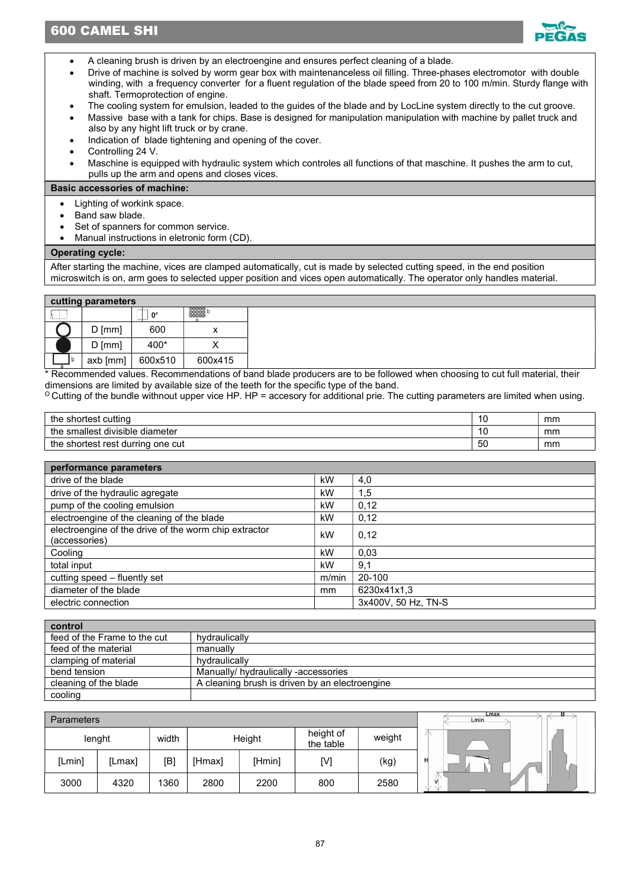## 600 CAMEL SHI

- A cleaning brush is driven by an electroengine and ensures perfect cleaning of a blade.
- Drive of machine is solved by worm gear box with maintenanceless oil filling. Three-phases electromotor with double winding, with a frequency converter for a fluent regulation of the blade speed from 20 to 100 m/min. Sturdy flange with shaft. Termoprotection of engine.
- The cooling system for emulsion, leaded to the guides of the blade and by LocLine system directly to the cut groove.
- Massive base with a tank for chips. Base is designed for manipulation manipulation with machine by pallet truck and also by any hight lift truck or by crane.
- Indication of blade tightening and opening of the cover.
- Controlling 24 V.
- Maschine is equipped with hydraulic system which controles all functions of that maschine. It pushes the arm to cut, pulls up the arm and opens and closes vices.

### Basic accessories of machine:

- Lighting of workink space.
- Band saw blade.
- Set of spanners for common service.
- Manual instructions in eletronic form (CD).

### Operating cycle:

After starting the machine, vices are clamped automatically, cut is made by selected cutting speed, in the end position microswitch is on, arm goes to selected upper position and vices open automatically. The operator only handles material.

### cutting parameters

| | | 0° | b a |
|---|---|---|---|
| ○ | D [mm] | 600 | x |
| ● | D [mm] | 400* | X |
| □ b a | axb [mm] | 600x510 | 600x415 |

\* Recommended values. Recommendations of band blade producers are to be followed when choosing to cut full material, their dimensions are limited by available size of the teeth for the specific type of the band.

O Cutting of the bundle withnout upper vice HP. HP = accesory for additional prie. The cutting parameters are limited when using.

| | | |
|---|---|---|
| the shortest cutting | 10 | mm |
| the smallest divisible diameter | 10 | mm |
| the shortest rest durring one cut | 50 | mm |

### performance parameters

| | | |
|---|---|---|
| drive of the blade | kW | 4,0 |
| drive of the hydraulic agregate | kW | 1,5 |
| pump of the cooling emulsion | kW | 0,12 |
| electroengine of the cleaning of the blade | kW | 0,12 |
| electroengine of the drive of the worm chip extractor (accessories) | kW | 0,12 |
| Cooling | kW | 0,03 |
| total input | kW | 9,1 |
| cutting speed – fluently set | m/min | 20-100 |
| diameter of the blade | mm | 6230x41x1,3 |
| electric connection | | 3x400V, 50 Hz, TN-S |

### control

| | |
|---|---|
| feed of the Frame to the cut | hydraulically |
| feed of the material | manually |
| clamping of material | hydraulically |
| bend tension | Manually/ hydraulically -accessories |
| cleaning of the blade | A cleaning brush is driven by an electroengine |
| cooling | |

### Parameters

| lenght | | width | Height | | height of the table | weight |
|---|---|---|---|---|---|---|
| [Lmin] | [Lmax] | [B] | [Hmax] | [Hmin] | [V] | (kg) |
| 3000 | 4320 | 1360 | 2800 | 2200 | 800 | 2580 |

Lmax Lmin B H V